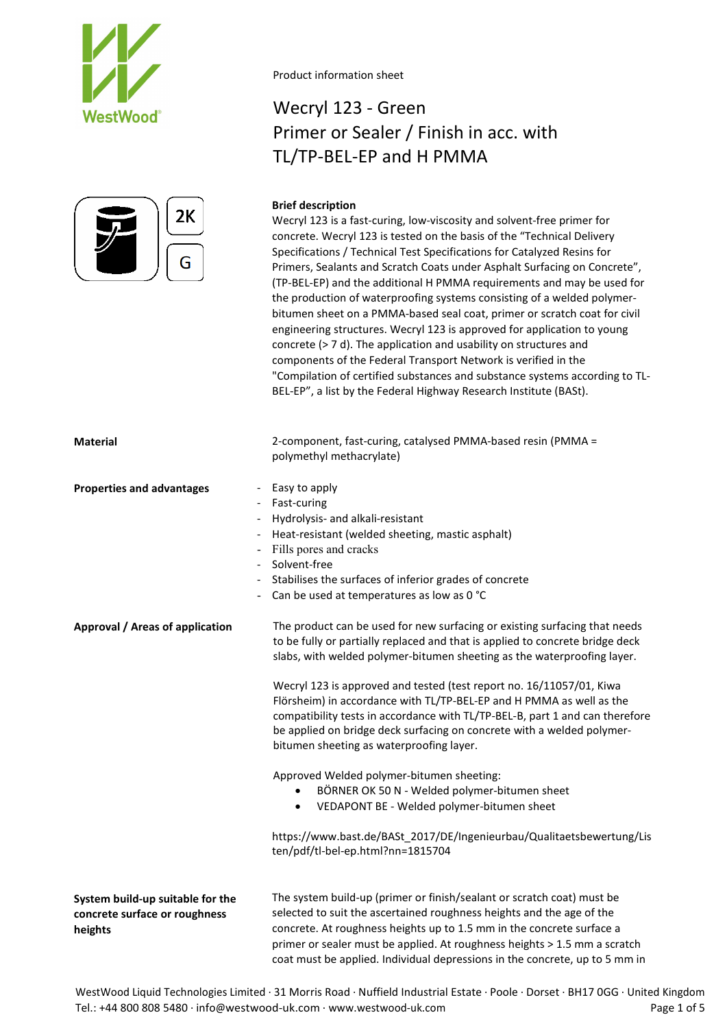Product information sheet

# Wecryl 123 - Green
# Primer or Sealer / Finish in acc. with TL/TP-BEL-EP and H PMMA

2K

G

**Brief description**

Wecryl 123 is a fast-curing, low-viscosity and solvent-free primer for concrete. Wecryl 123 is tested on the basis of the "Technical Delivery Specifications / Technical Test Specifications for Catalyzed Resins for Primers, Sealants and Scratch Coats under Asphalt Surfacing on Concrete", (TP-BEL-EP) and the additional H PMMA requirements and may be used for the production of waterproofing systems consisting of a welded polymer-bitumen sheet on a PMMA-based seal coat, primer or scratch coat for civil engineering structures. Wecryl 123 is approved for application to young concrete (> 7 d). The application and usability on structures and components of the Federal Transport Network is verified in the "Compilation of certified substances and substance systems according to TL-BEL-EP", a list by the Federal Highway Research Institute (BASt).

**Material**

2-component, fast-curing, catalysed PMMA-based resin (PMMA = polymethyl methacrylate)

**Properties and advantages**

- Easy to apply
- Fast-curing
- Hydrolysis- and alkali-resistant
- Heat-resistant (welded sheeting, mastic asphalt)
- Fills pores and cracks
- Solvent-free
- Stabilises the surfaces of inferior grades of concrete
- Can be used at temperatures as low as 0 °C

**Approval / Areas of application**

The product can be used for new surfacing or existing surfacing that needs to be fully or partially replaced and that is applied to concrete bridge deck slabs, with welded polymer-bitumen sheeting as the waterproofing layer.

Wecryl 123 is approved and tested (test report no. 16/11057/01, Kiwa Flörsheim) in accordance with TL/TP-BEL-EP and H PMMA as well as the compatibility tests in accordance with TL/TP-BEL-B, part 1 and can therefore be applied on bridge deck surfacing on concrete with a welded polymer-bitumen sheeting as waterproofing layer.

Approved Welded polymer-bitumen sheeting:

- BÖRNER OK 50 N - Welded polymer-bitumen sheet
- VEDAPONT BE - Welded polymer-bitumen sheet

https://www.bast.de/BASt_2017/DE/Ingenieurbau/Qualitaetsbewertung/Listen/pdf/tl-bel-ep.html?nn=1815704

**System build-up suitable for the concrete surface or roughness heights**

The system build-up (primer or finish/sealant or scratch coat) must be selected to suit the ascertained roughness heights and the age of the concrete. At roughness heights up to 1.5 mm in the concrete surface a primer or sealer must be applied. At roughness heights > 1.5 mm a scratch coat must be applied. Individual depressions in the concrete, up to 5 mm in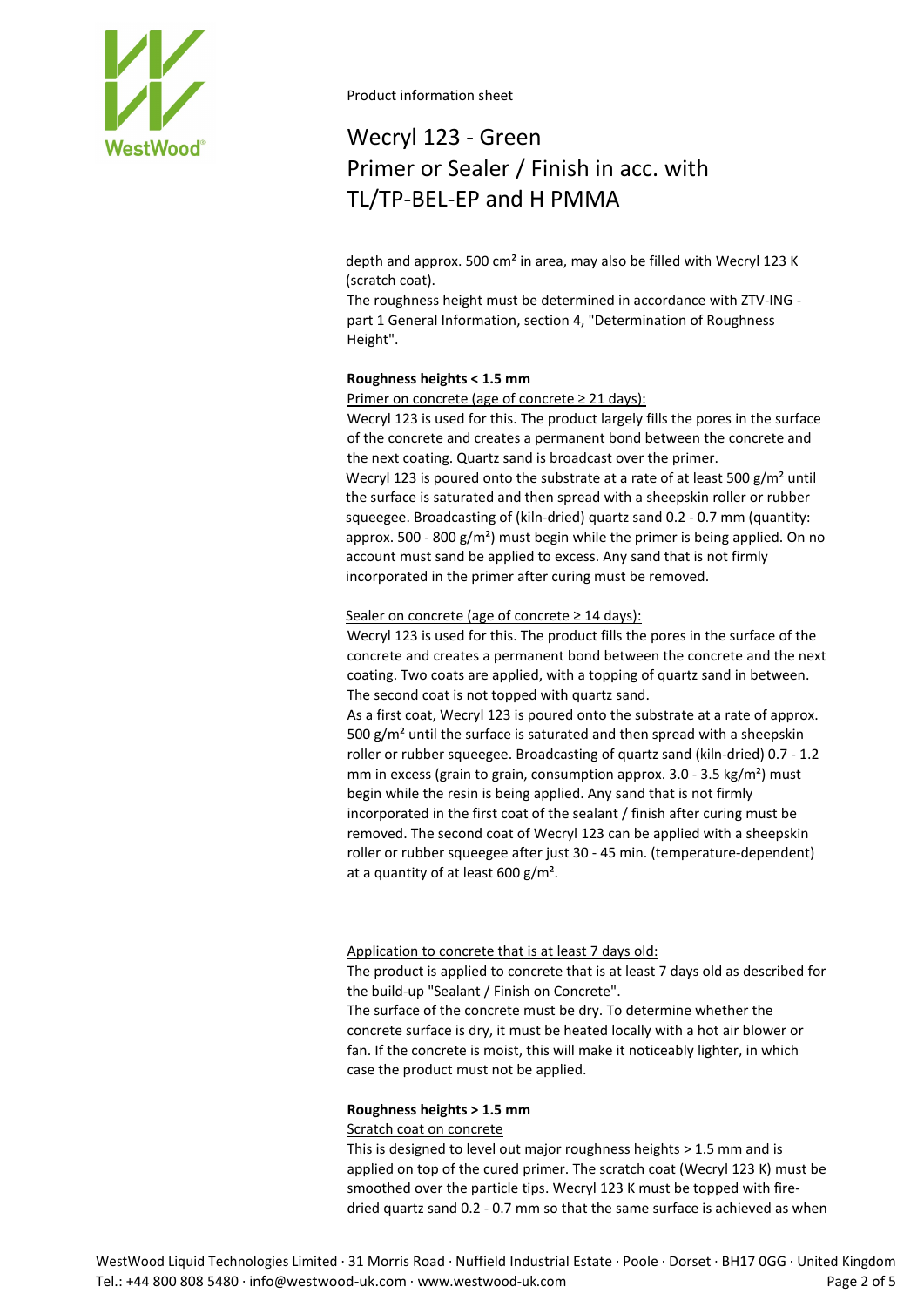depth and approx. 500 cm² in area, may also be filled with Wecryl 123 K (scratch coat).
The roughness height must be determined in accordance with ZTV-ING - part 1 General Information, section 4, "Determination of Roughness Height".

**Roughness heights < 1.5 mm**

Primer on concrete (age of concrete ≥ 21 days):

Wecryl 123 is used for this. The product largely fills the pores in the surface of the concrete and creates a permanent bond between the concrete and the next coating. Quartz sand is broadcast over the primer.
Wecryl 123 is poured onto the substrate at a rate of at least 500 g/m² until the surface is saturated and then spread with a sheepskin roller or rubber squeegee. Broadcasting of (kiln-dried) quartz sand 0.2 - 0.7 mm (quantity: approx. 500 - 800 g/m²) must begin while the primer is being applied. On no account must sand be applied to excess. Any sand that is not firmly incorporated in the primer after curing must be removed.

Sealer on concrete (age of concrete ≥ 14 days):

Wecryl 123 is used for this. The product fills the pores in the surface of the concrete and creates a permanent bond between the concrete and the next coating. Two coats are applied, with a topping of quartz sand in between. The second coat is not topped with quartz sand.
As a first coat, Wecryl 123 is poured onto the substrate at a rate of approx. 500 g/m² until the surface is saturated and then spread with a sheepskin roller or rubber squeegee. Broadcasting of quartz sand (kiln-dried) 0.7 - 1.2 mm in excess (grain to grain, consumption approx. 3.0 - 3.5 kg/m²) must begin while the resin is being applied. Any sand that is not firmly incorporated in the first coat of the sealant / finish after curing must be removed. The second coat of Wecryl 123 can be applied with a sheepskin roller or rubber squeegee after just 30 - 45 min. (temperature-dependent) at a quantity of at least 600 g/m².

Application to concrete that is at least 7 days old:

The product is applied to concrete that is at least 7 days old as described for the build-up "Sealant / Finish on Concrete".
The surface of the concrete must be dry. To determine whether the concrete surface is dry, it must be heated locally with a hot air blower or fan. If the concrete is moist, this will make it noticeably lighter, in which case the product must not be applied.

**Roughness heights > 1.5 mm**

Scratch coat on concrete

This is designed to level out major roughness heights > 1.5 mm and is applied on top of the cured primer. The scratch coat (Wecryl 123 K) must be smoothed over the particle tips. Wecryl 123 K must be topped with fire-dried quartz sand 0.2 - 0.7 mm so that the same surface is achieved as when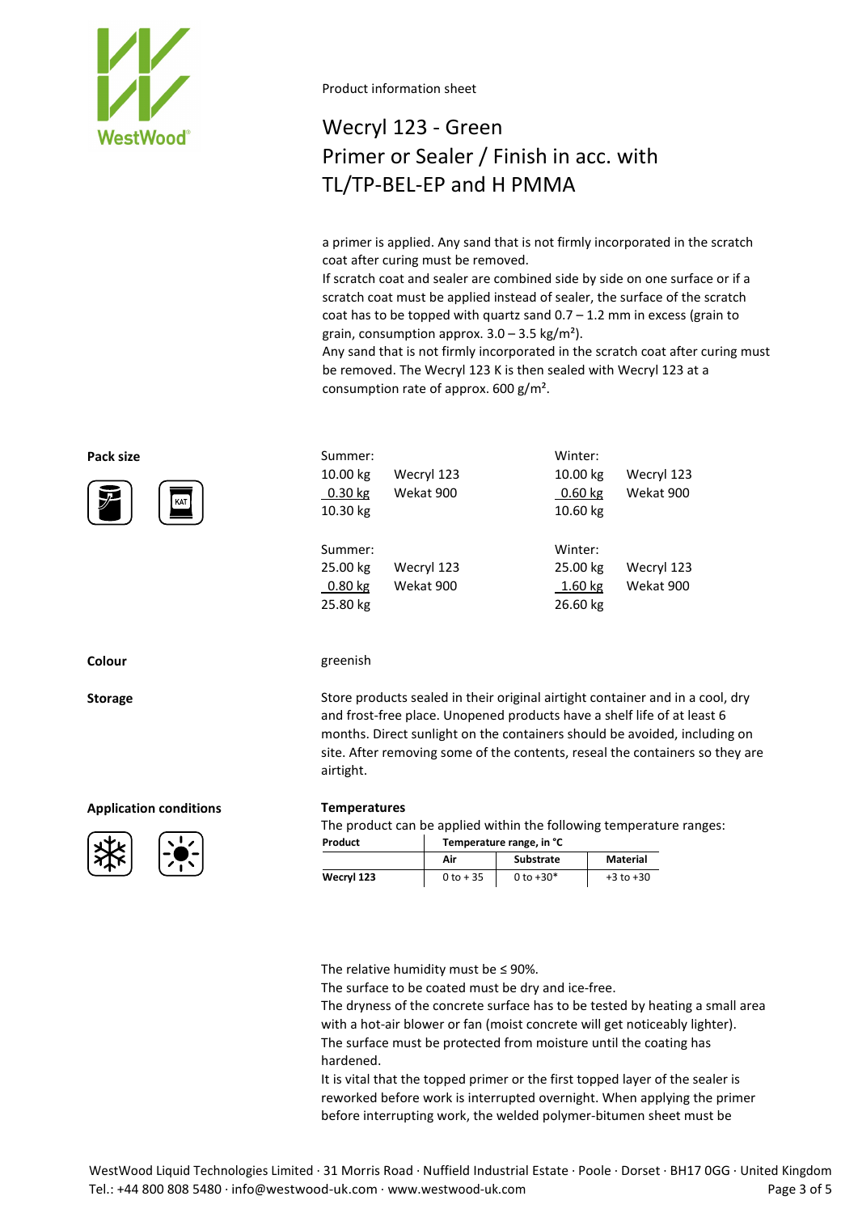Product information sheet

# Wecryl 123 - Green
# Primer or Sealer / Finish in acc. with TL/TP-BEL-EP and H PMMA

a primer is applied. Any sand that is not firmly incorporated in the scratch coat after curing must be removed.
If scratch coat and sealer are combined side by side on one surface or if a scratch coat must be applied instead of sealer, the surface of the scratch coat has to be topped with quartz sand 0.7 – 1.2 mm in excess (grain to grain, consumption approx. 3.0 – 3.5 kg/m²).
Any sand that is not firmly incorporated in the scratch coat after curing must be removed. The Wecryl 123 K is then sealed with Wecryl 123 at a consumption rate of approx. 600 g/m².

**Pack size**

| Summer: | | Winter: | |
|---|---|---|---|
| 10.00 kg | Wecryl 123 | 10.00 kg | Wecryl 123 |
| 0.30 kg | Wekat 900 | 0.60 kg | Wekat 900 |
| 10.30 kg | | 10.60 kg | |

| Summer: | | Winter: | |
|---|---|---|---|
| 25.00 kg | Wecryl 123 | 25.00 kg | Wecryl 123 |
| 0.80 kg | Wekat 900 | 1.60 kg | Wekat 900 |
| 25.80 kg | | 26.60 kg | |

**Colour**

greenish

**Storage**

Store products sealed in their original airtight container and in a cool, dry and frost-free place. Unopened products have a shelf life of at least 6 months. Direct sunlight on the containers should be avoided, including on site. After removing some of the contents, reseal the containers so they are airtight.

**Application conditions**

**Temperatures**

The product can be applied within the following temperature ranges:

| Product | Temperature range, in °C | | |
|---|---|---|---|
| | Air | Substrate | Material |
| Wecryl 123 | 0 to + 35 | 0 to +30* | +3 to +30 |

The relative humidity must be ≤ 90%.
The surface to be coated must be dry and ice-free.
The dryness of the concrete surface has to be tested by heating a small area with a hot-air blower or fan (moist concrete will get noticeably lighter).
The surface must be protected from moisture until the coating has hardened.
It is vital that the topped primer or the first topped layer of the sealer is reworked before work is interrupted overnight. When applying the primer before interrupting work, the welded polymer-bitumen sheet must be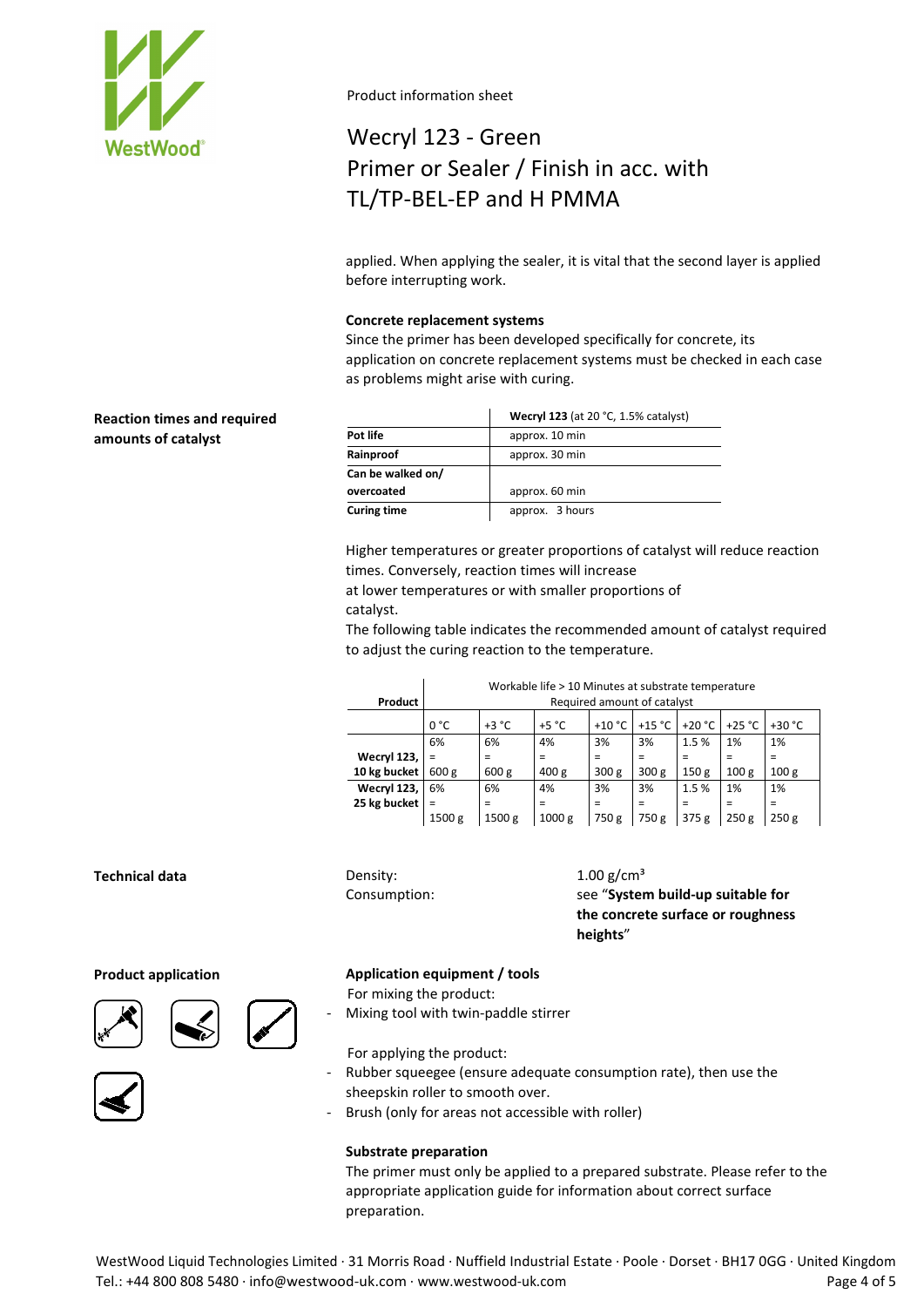applied. When applying the sealer, it is vital that the second layer is applied before interrupting work.

**Concrete replacement systems**

Since the primer has been developed specifically for concrete, its application on concrete replacement systems must be checked in each case as problems might arise with curing.

## Reaction times and required amounts of catalyst

| | **Wecryl 123** (at 20 °C, 1.5% catalyst) |
|---|---|
| **Pot life** | approx. 10 min |
| **Rainproof** | approx. 30 min |
| **Can be walked on/ overcoated** | approx. 60 min |
| **Curing time** | approx. 3 hours |

Higher temperatures or greater proportions of catalyst will reduce reaction times. Conversely, reaction times will increase at lower temperatures or with smaller proportions of catalyst.

The following table indicates the recommended amount of catalyst required to adjust the curing reaction to the temperature.

| **Product** | Workable life > 10 Minutes at substrate temperature Required amount of catalyst | | | | | | | |
|---|---|---|---|---|---|---|---|---|
| | 0 °C | +3 °C | +5 °C | +10 °C | +15 °C | +20 °C | +25 °C | +30 °C |
| **Wecryl 123, 10 kg bucket** | 6% = 600 g | 6% = 600 g | 4% = 400 g | 3% = 300 g | 3% = 300 g | 1.5 % = 150 g | 1% = 100 g | 1% = 100 g |
| **Wecryl 123, 25 kg bucket** | 6% = 1500 g | 6% = 1500 g | 4% = 1000 g | 3% = 750 g | 3% = 750 g | 1.5 % = 375 g | 1% = 250 g | 1% = 250 g |

## Technical data

Density: 1.00 g/cm³

Consumption: see "**System build-up suitable for the concrete surface or roughness heights**"

## Product application

**Application equipment / tools**

For mixing the product:

- Mixing tool with twin-paddle stirrer

For applying the product:

- Rubber squeegee (ensure adequate consumption rate), then use the sheepskin roller to smooth over.
- Brush (only for areas not accessible with roller)

**Substrate preparation**

The primer must only be applied to a prepared substrate. Please refer to the appropriate application guide for information about correct surface preparation.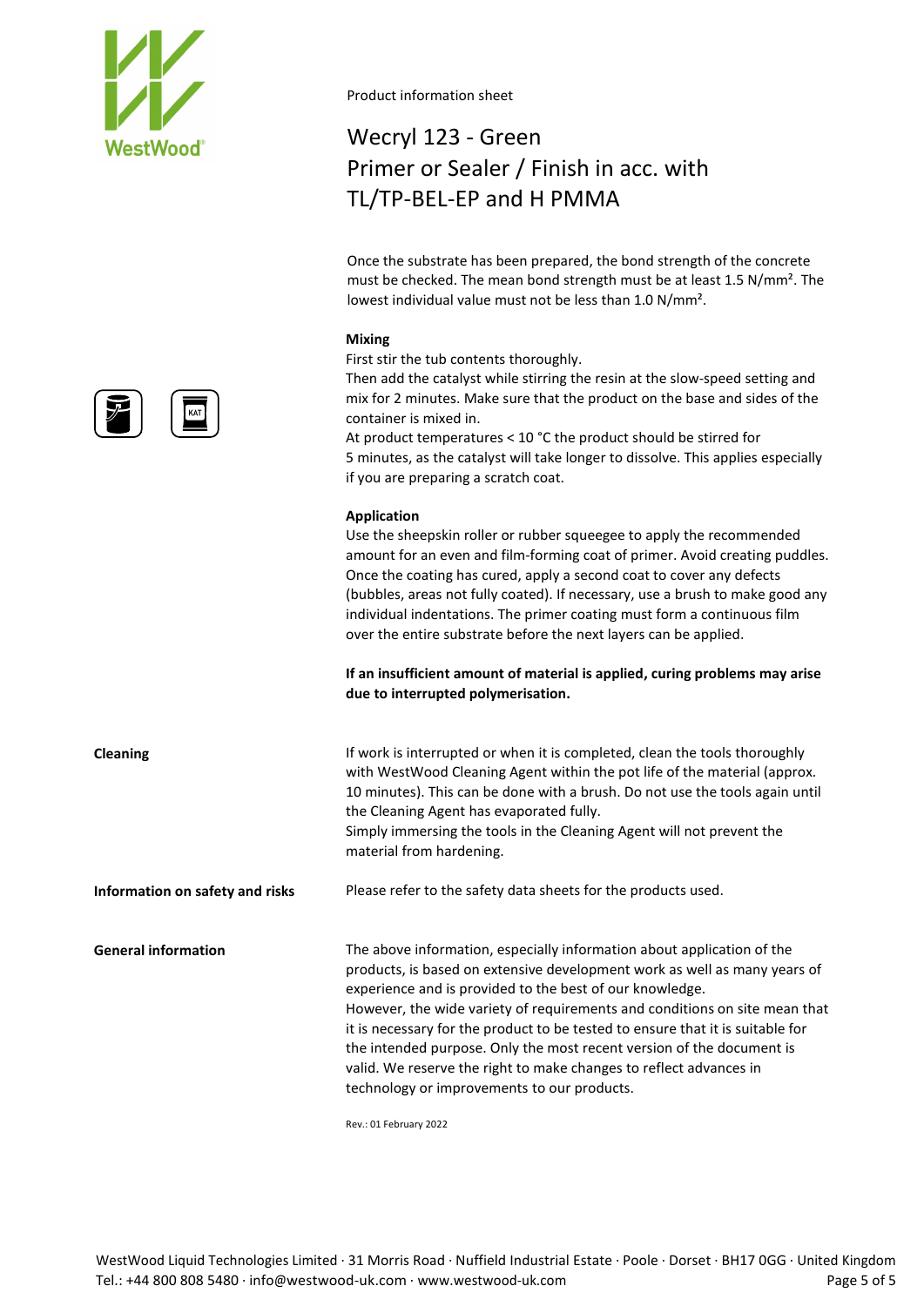Product information sheet

# Wecryl 123 - Green
## Primer or Sealer / Finish in acc. with TL/TP-BEL-EP and H PMMA

Once the substrate has been prepared, the bond strength of the concrete must be checked. The mean bond strength must be at least 1.5 N/mm². The lowest individual value must not be less than 1.0 N/mm².

**Mixing**

First stir the tub contents thoroughly.
Then add the catalyst while stirring the resin at the slow-speed setting and mix for 2 minutes. Make sure that the product on the base and sides of the container is mixed in.
At product temperatures < 10 °C the product should be stirred for 5 minutes, as the catalyst will take longer to dissolve. This applies especially if you are preparing a scratch coat.

**Application**

Use the sheepskin roller or rubber squeegee to apply the recommended amount for an even and film-forming coat of primer. Avoid creating puddles. Once the coating has cured, apply a second coat to cover any defects (bubbles, areas not fully coated). If necessary, use a brush to make good any individual indentations. The primer coating must form a continuous film over the entire substrate before the next layers can be applied.

**If an insufficient amount of material is applied, curing problems may arise due to interrupted polymerisation.**

**Cleaning**

If work is interrupted or when it is completed, clean the tools thoroughly with WestWood Cleaning Agent within the pot life of the material (approx. 10 minutes). This can be done with a brush. Do not use the tools again until the Cleaning Agent has evaporated fully.
Simply immersing the tools in the Cleaning Agent will not prevent the material from hardening.

**Information on safety and risks**

Please refer to the safety data sheets for the products used.

**General information**

The above information, especially information about application of the products, is based on extensive development work as well as many years of experience and is provided to the best of our knowledge.
However, the wide variety of requirements and conditions on site mean that it is necessary for the product to be tested to ensure that it is suitable for the intended purpose. Only the most recent version of the document is valid. We reserve the right to make changes to reflect advances in technology or improvements to our products.

Rev.: 01 February 2022

WestWood Liquid Technologies Limited · 31 Morris Road · Nuffield Industrial Estate · Poole · Dorset · BH17 0GG · United Kingdom
Tel.: +44 800 808 5480 · info@westwood-uk.com · www.westwood-uk.com